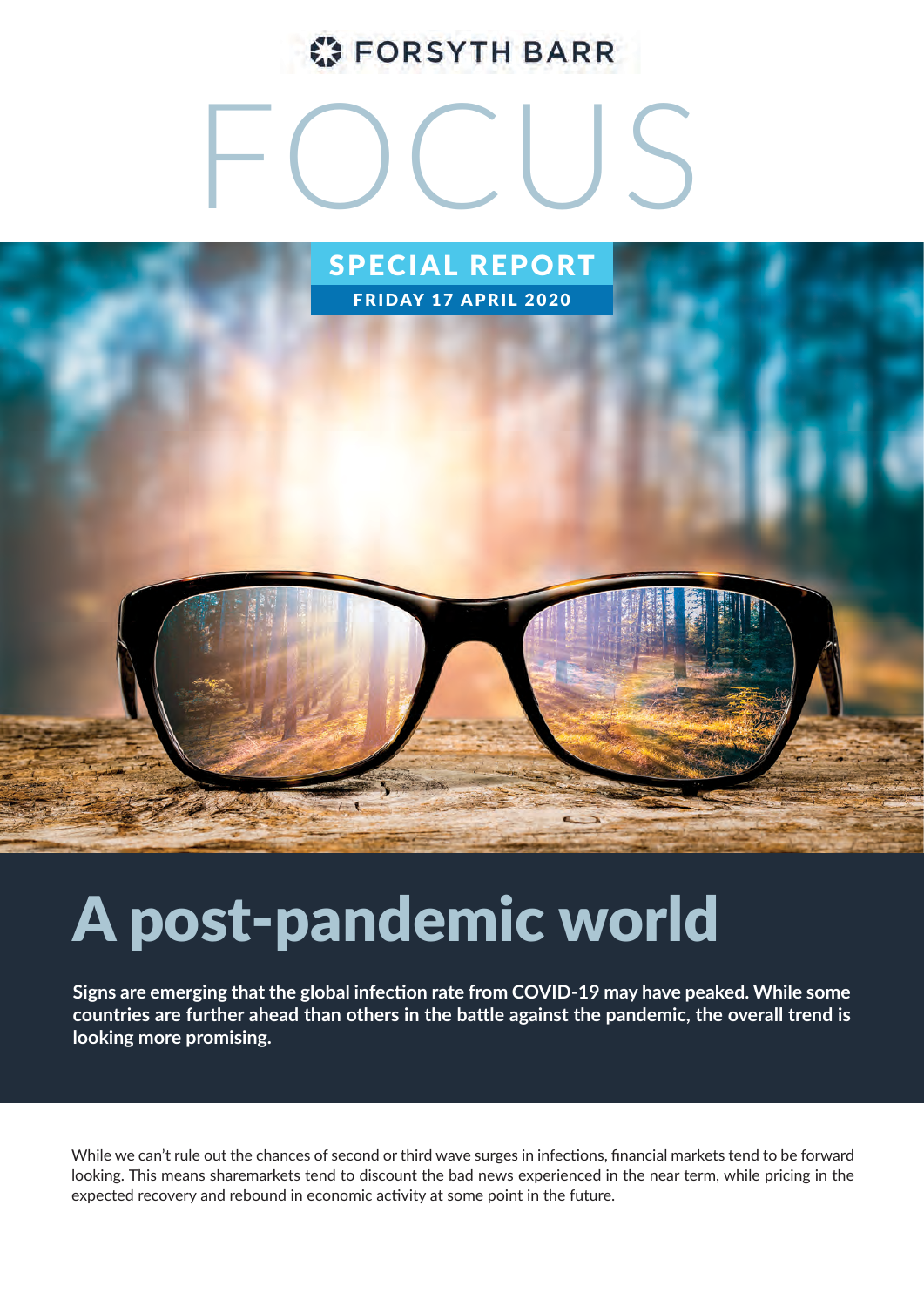FORSYTH BARR

# FOCUS

**SPECIAL REPORT**

**FRIDAY 17 APRIL 2020**

# A post-pandemic world

**Signs are emerging that the global infection rate from COVID-19 may have peaked. While some countries are further ahead than others in the battle against the pandemic, the overall trend is looking more promising.**

While we can't rule out the chances of second or third wave surges in infections, financial markets tend to be forward looking. This means sharemarkets tend to discount the bad news experienced in the near term, while pricing in the expected recovery and rebound in economic activity at some point in the future.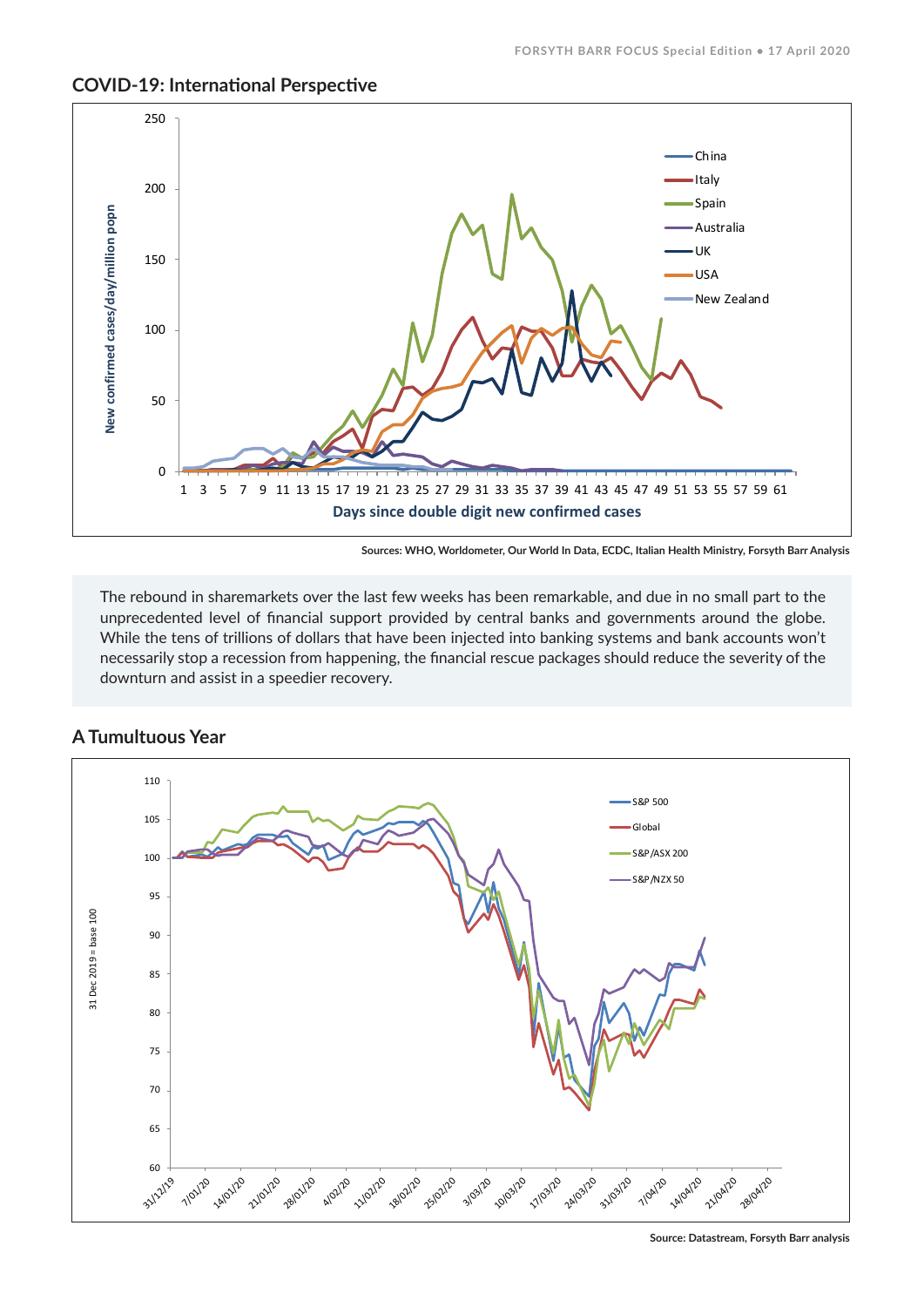## COVID-19: International Perspective

Sources: WHO, Worldometer, Our World In Data, ECDC, Italian Health Ministry, Forsyth Barr Analysis

The rebound in sharemarkets over the last few weeks has been remarkable, and due in no small part to the unprecedented level of financial support provided by central banks and governments around the globe. While the tens of trillions of dollars that have been injected into banking systems and bank accounts won't necessarily stop a recession from happening, the financial rescue packages should reduce the severity of the downturn and assist in a speedier recovery.

## A Tumultuous Year

Source: Datastream, Forsyth Barr analysis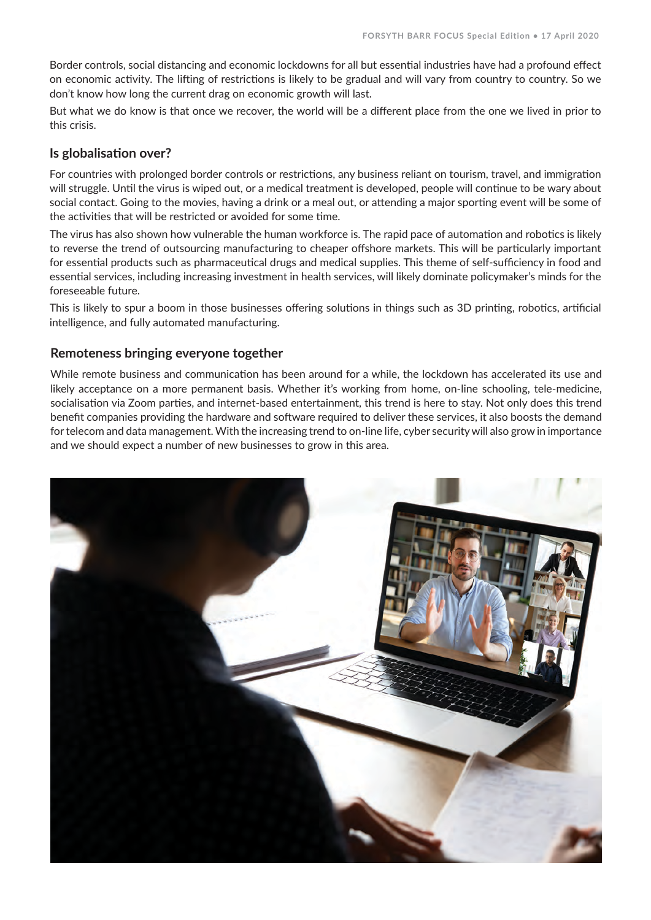Border controls, social distancing and economic lockdowns for all but essential industries have had a profound effect on economic activity. The lifting of restrictions is likely to be gradual and will vary from country to country. So we don't know how long the current drag on economic growth will last.

But what we do know is that once we recover, the world will be a different place from the one we lived in prior to this crisis.

## Is globalisation over?

For countries with prolonged border controls or restrictions, any business reliant on tourism, travel, and immigration will struggle. Until the virus is wiped out, or a medical treatment is developed, people will continue to be wary about social contact. Going to the movies, having a drink or a meal out, or attending a major sporting event will be some of the activities that will be restricted or avoided for some time.

The virus has also shown how vulnerable the human workforce is. The rapid pace of automation and robotics is likely to reverse the trend of outsourcing manufacturing to cheaper offshore markets. This will be particularly important for essential products such as pharmaceutical drugs and medical supplies. This theme of self-sufficiency in food and essential services, including increasing investment in health services, will likely dominate policymaker's minds for the foreseeable future.

This is likely to spur a boom in those businesses offering solutions in things such as 3D printing, robotics, artificial intelligence, and fully automated manufacturing.

## Remoteness bringing everyone together

While remote business and communication has been around for a while, the lockdown has accelerated its use and likely acceptance on a more permanent basis. Whether it's working from home, on-line schooling, tele-medicine, socialisation via Zoom parties, and internet-based entertainment, this trend is here to stay. Not only does this trend benefit companies providing the hardware and software required to deliver these services, it also boosts the demand for telecom and data management. With the increasing trend to on-line life, cyber security will also grow in importance and we should expect a number of new businesses to grow in this area.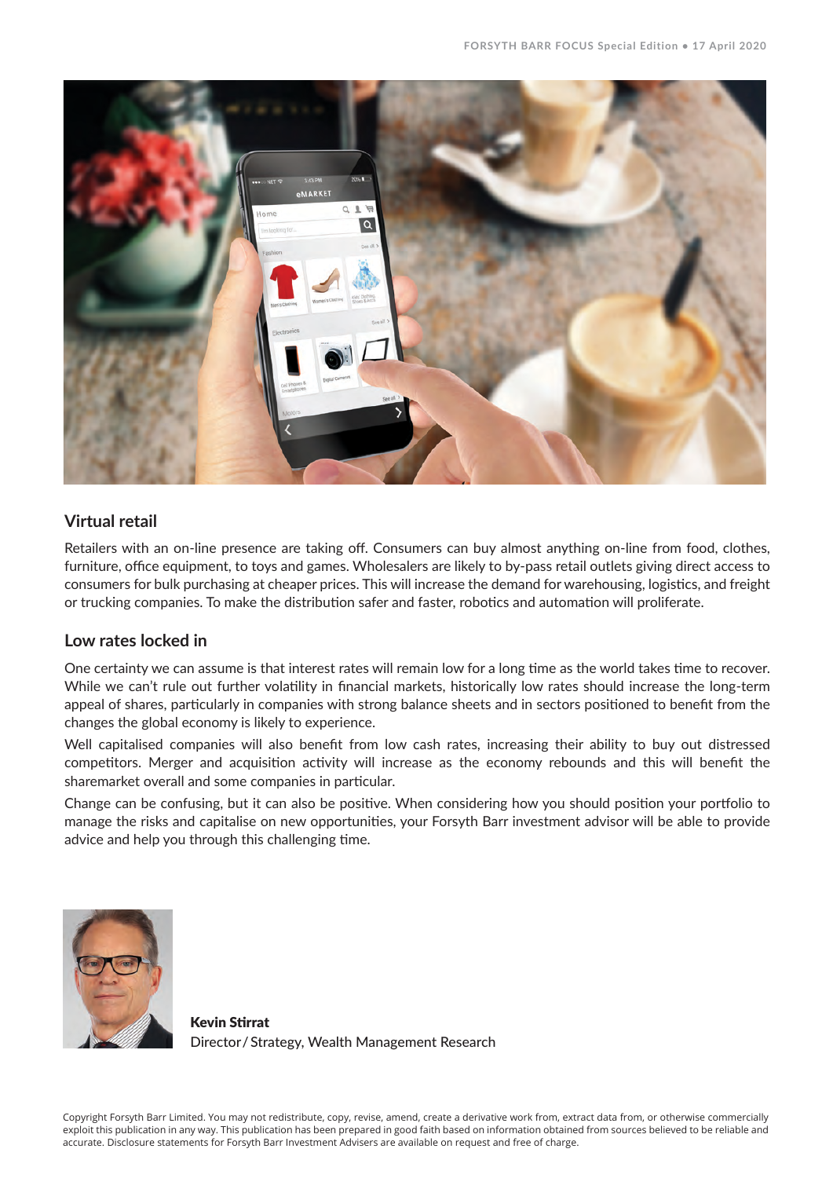## Virtual retail

Retailers with an on-line presence are taking off. Consumers can buy almost anything on-line from food, clothes, furniture, office equipment, to toys and games. Wholesalers are likely to by-pass retail outlets giving direct access to consumers for bulk purchasing at cheaper prices. This will increase the demand for warehousing, logistics, and freight or trucking companies. To make the distribution safer and faster, robotics and automation will proliferate.

## Low rates locked in

One certainty we can assume is that interest rates will remain low for a long time as the world takes time to recover. While we can't rule out further volatility in financial markets, historically low rates should increase the long-term appeal of shares, particularly in companies with strong balance sheets and in sectors positioned to benefit from the changes the global economy is likely to experience.

Well capitalised companies will also benefit from low cash rates, increasing their ability to buy out distressed competitors. Merger and acquisition activity will increase as the economy rebounds and this will benefit the sharemarket overall and some companies in particular.

Change can be confusing, but it can also be positive. When considering how you should position your portfolio to manage the risks and capitalise on new opportunities, your Forsyth Barr investment advisor will be able to provide advice and help you through this challenging time.

**Kevin Stirrat**
Director / Strategy, Wealth Management Research

Copyright Forsyth Barr Limited. You may not redistribute, copy, revise, amend, create a derivative work from, extract data from, or otherwise commercially exploit this publication in any way. This publication has been prepared in good faith based on information obtained from sources believed to be reliable and accurate. Disclosure statements for Forsyth Barr Investment Advisers are available on request and free of charge.